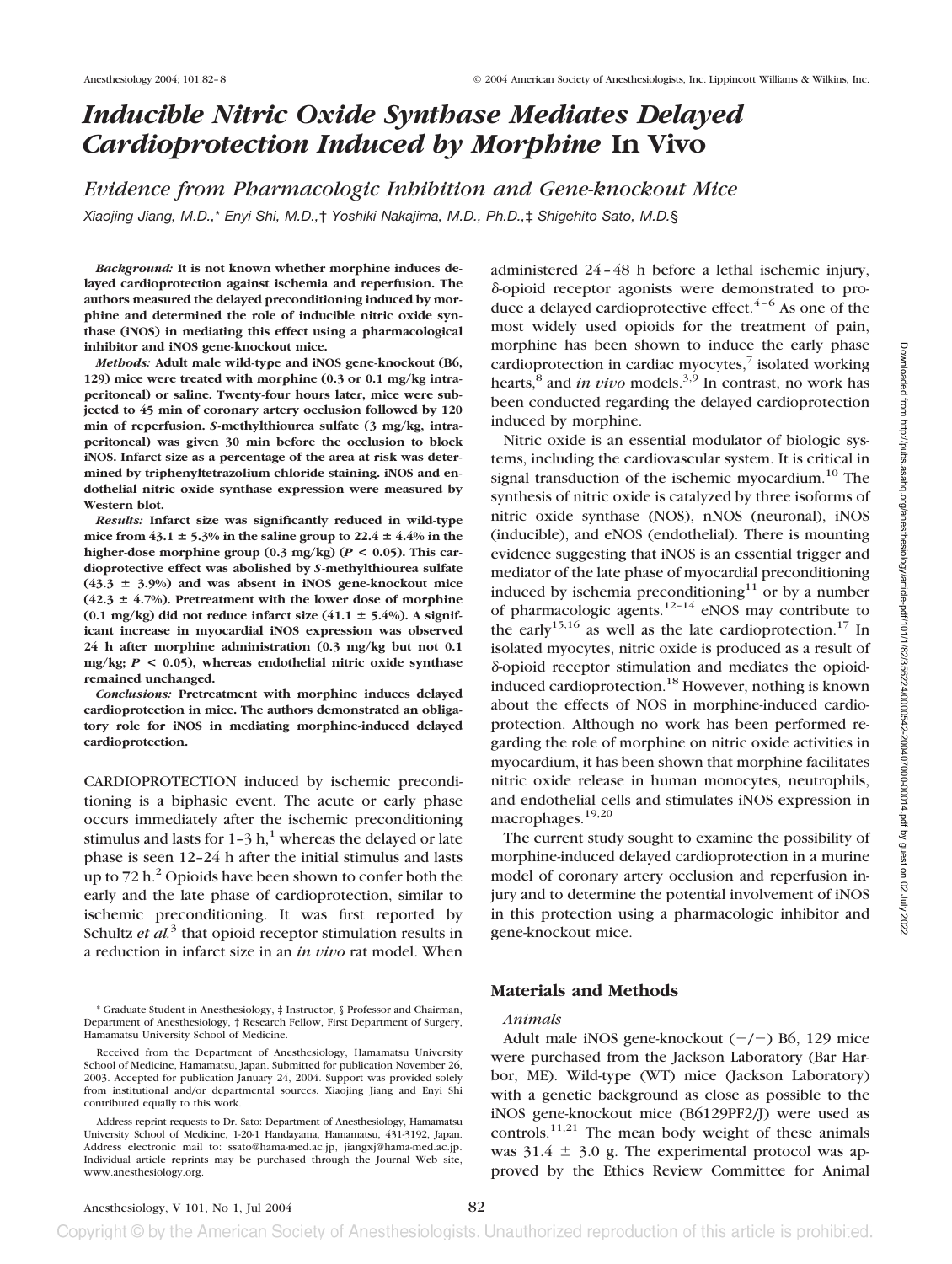# *Inducible Nitric Oxide Synthase Mediates Delayed Cardioprotection Induced by Morphine* In Vivo

## *Evidence from Pharmacologic Inhibition and Gene-knockout Mice*

*Xiaojing Jiang, M.D.,\* Enyi Shi, M.D.,† Yoshiki Nakajima, M.D., Ph.D.,‡ Shigehito Sato, M.D.§*

***Background:*** **It is not known whether morphine induces delayed cardioprotection against ischemia and reperfusion. The authors measured the delayed preconditioning induced by morphine and determined the role of inducible nitric oxide synthase (iNOS) in mediating this effect using a pharmacological inhibitor and iNOS gene-knockout mice.**

***Methods:*** **Adult male wild-type and iNOS gene-knockout (B6, 129) mice were treated with morphine (0.3 or 0.1 mg/kg intraperitoneal) or saline. Twenty-four hours later, mice were subjected to 45 min of coronary artery occlusion followed by 120 min of reperfusion. *S*-methylthiourea sulfate (3 mg/kg, intraperitoneal) was given 30 min before the occlusion to block iNOS. Infarct size as a percentage of the area at risk was determined by triphenyltetrazolium chloride staining. iNOS and endothelial nitric oxide synthase expression were measured by Western blot.**

***Results:*** **Infarct size was significantly reduced in wild-type mice from 43.1 ± 5.3% in the saline group to 22.4 ± 4.4% in the higher-dose morphine group (0.3 mg/kg) ($P < 0.05$). This cardioprotective effect was abolished by *S*-methylthiourea sulfate (43.3 ± 3.9%) and was absent in iNOS gene-knockout mice (42.3 ± 4.7%). Pretreatment with the lower dose of morphine (0.1 mg/kg) did not reduce infarct size (41.1 ± 5.4%). A significant increase in myocardial iNOS expression was observed 24 h after morphine administration (0.3 mg/kg but not 0.1 mg/kg; $P < 0.05$), whereas endothelial nitric oxide synthase remained unchanged.**

***Conclusions:*** **Pretreatment with morphine induces delayed cardioprotection in mice. The authors demonstrated an obligatory role for iNOS in mediating morphine-induced delayed cardioprotection.**

CARDIOPROTECTION induced by ischemic preconditioning is a biphasic event. The acute or early phase occurs immediately after the ischemic preconditioning stimulus and lasts for 1–3 h,[1] whereas the delayed or late phase is seen 12–24 h after the initial stimulus and lasts up to 72 h.[2] Opioids have been shown to confer both the early and the late phase of cardioprotection, similar to ischemic preconditioning. It was first reported by Schultz *et al.*[3] that opioid receptor stimulation results in a reduction in infarct size in an *in vivo* rat model. When administered 24–48 h before a lethal ischemic injury, δ-opioid receptor agonists were demonstrated to produce a delayed cardioprotective effect.[4–6] As one of the most widely used opioids for the treatment of pain, morphine has been shown to induce the early phase cardioprotection in cardiac myocytes,[7] isolated working hearts,[8] and *in vivo* models.[3,9] In contrast, no work has been conducted regarding the delayed cardioprotection induced by morphine.

Nitric oxide is an essential modulator of biologic systems, including the cardiovascular system. It is critical in signal transduction of the ischemic myocardium.[10] The synthesis of nitric oxide is catalyzed by three isoforms of nitric oxide synthase (NOS), nNOS (neuronal), iNOS (inducible), and eNOS (endothelial). There is mounting evidence suggesting that iNOS is an essential trigger and mediator of the late phase of myocardial preconditioning induced by ischemia preconditioning[11] or by a number of pharmacologic agents.[12–14] eNOS may contribute to the early[15,16] as well as the late cardioprotection.[17] In isolated myocytes, nitric oxide is produced as a result of δ-opioid receptor stimulation and mediates the opioid-induced cardioprotection.[18] However, nothing is known about the effects of NOS in morphine-induced cardioprotection. Although no work has been performed regarding the role of morphine on nitric oxide activities in myocardium, it has been shown that morphine facilitates nitric oxide release in human monocytes, neutrophils, and endothelial cells and stimulates iNOS expression in macrophages.[19,20]

The current study sought to examine the possibility of morphine-induced delayed cardioprotection in a murine model of coronary artery occlusion and reperfusion injury and to determine the potential involvement of iNOS in this protection using a pharmacologic inhibitor and gene-knockout mice.

## Materials and Methods

### *Animals*

Adult male iNOS gene-knockout (−/−) B6, 129 mice were purchased from the Jackson Laboratory (Bar Harbor, ME). Wild-type (WT) mice (Jackson Laboratory) with a genetic background as close as possible to the iNOS gene-knockout mice (B6129PF2/J) were used as controls.[11,21] The mean body weight of these animals was 31.4 ± 3.0 g. The experimental protocol was approved by the Ethics Review Committee for Animal

---

\* Graduate Student in Anesthesiology, ‡ Instructor, § Professor and Chairman, Department of Anesthesiology, † Research Fellow, First Department of Surgery, Hamamatsu University School of Medicine.

Received from the Department of Anesthesiology, Hamamatsu University School of Medicine, Hamamatsu, Japan. Submitted for publication November 26, 2003. Accepted for publication January 24, 2004. Support was provided solely from institutional and/or departmental sources. Xiaojing Jiang and Enyi Shi contributed equally to this work.

Address reprint requests to Dr. Sato: Department of Anesthesiology, Hamamatsu University School of Medicine, 1-20-1 Handayama, Hamamatsu, 431-3192, Japan. Address electronic mail to: ssato@hama-med.ac.jp, jiangxj@hama-med.ac.jp. Individual article reprints may be purchased through the Journal Web site, www.anesthesiology.org.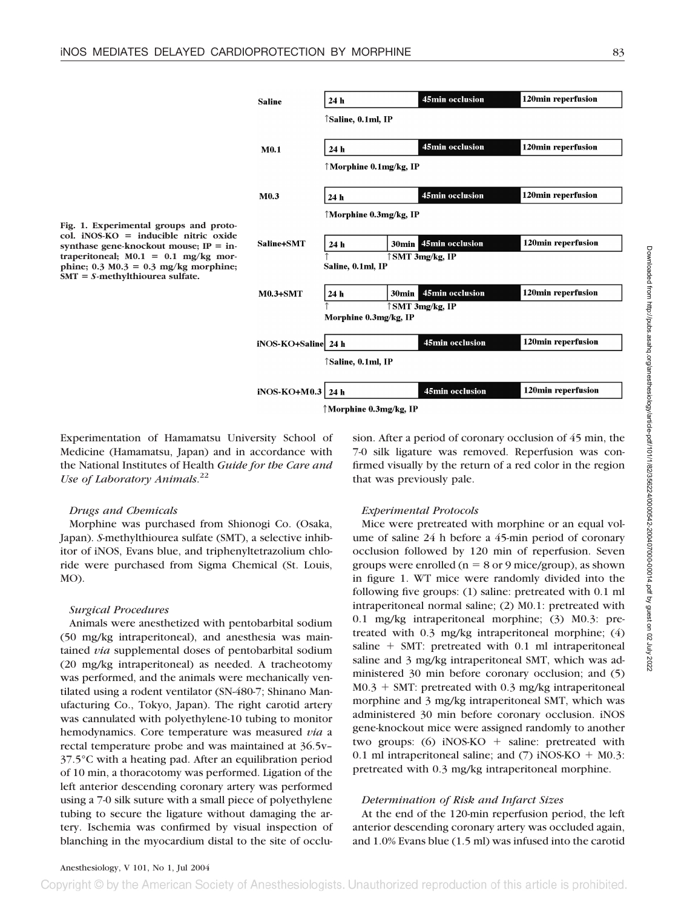| Group | Pretreatment | | Protocol | |
|---|---|---|---|---|
| Saline | 24 h (↑Saline, 0.1ml, IP) | | 45min occlusion | 120min reperfusion |
| M0.1 | 24 h (↑Morphine 0.1mg/kg, IP) | | 45min occlusion | 120min reperfusion |
| M0.3 | 24 h (↑Morphine 0.3mg/kg, IP) | | 45min occlusion | 120min reperfusion |
| Saline+SMT | 24 h (↑ Saline, 0.1ml, IP) | 30min (↑SMT 3mg/kg, IP) | 45min occlusion | 120min reperfusion |
| M0.3+SMT | 24 h (↑ Morphine 0.3mg/kg, IP) | 30min (↑SMT 3mg/kg, IP) | 45min occlusion | 120min reperfusion |
| iNOS-KO+Saline | 24 h (↑Saline, 0.1ml, IP) | | 45min occlusion | 120min reperfusion |
| iNOS-KO+M0.3 | 24 h (↑Morphine 0.3mg/kg, IP) | | 45min occlusion | 120min reperfusion |

**Fig. 1. Experimental groups and protocol. iNOS-KO = inducible nitric oxide synthase gene-knockout mouse; IP = intraperitoneal; M0.1 = 0.1 mg/kg morphine; 0.3 M0.3 = 0.3 mg/kg morphine; SMT = *S*-methylthiourea sulfate.**

Experimentation of Hamamatsu University School of Medicine (Hamamatsu, Japan) and in accordance with the National Institutes of Health *Guide for the Care and Use of Laboratory Animals*.[22]

### *Drugs and Chemicals*

Morphine was purchased from Shionogi Co. (Osaka, Japan). *S*-methylthiourea sulfate (SMT), a selective inhibitor of iNOS, Evans blue, and triphenyltetrazolium chloride were purchased from Sigma Chemical (St. Louis, MO).

### *Surgical Procedures*

Animals were anesthetized with pentobarbital sodium (50 mg/kg intraperitoneal), and anesthesia was maintained *via* supplemental doses of pentobarbital sodium (20 mg/kg intraperitoneal) as needed. A tracheotomy was performed, and the animals were mechanically ventilated using a rodent ventilator (SN-480-7; Shinano Manufacturing Co., Tokyo, Japan). The right carotid artery was cannulated with polyethylene-10 tubing to monitor hemodynamics. Core temperature was measured *via* a rectal temperature probe and was maintained at 36.5v–37.5°C with a heating pad. After an equilibration period of 10 min, a thoracotomy was performed. Ligation of the left anterior descending coronary artery was performed using a 7-0 silk suture with a small piece of polyethylene tubing to secure the ligature without damaging the artery. Ischemia was confirmed by visual inspection of blanching in the myocardium distal to the site of occlusion. After a period of coronary occlusion of 45 min, the 7-0 silk ligature was removed. Reperfusion was confirmed visually by the return of a red color in the region that was previously pale.

### *Experimental Protocols*

Mice were pretreated with morphine or an equal volume of saline 24 h before a 45-min period of coronary occlusion followed by 120 min of reperfusion. Seven groups were enrolled (n = 8 or 9 mice/group), as shown in figure 1. WT mice were randomly divided into the following five groups: (1) saline: pretreated with 0.1 ml intraperitoneal normal saline; (2) M0.1: pretreated with 0.1 mg/kg intraperitoneal morphine; (3) M0.3: pretreated with 0.3 mg/kg intraperitoneal morphine; (4) saline + SMT: pretreated with 0.1 ml intraperitoneal saline and 3 mg/kg intraperitoneal SMT, which was administered 30 min before coronary occlusion; and (5) M0.3 + SMT: pretreated with 0.3 mg/kg intraperitoneal morphine and 3 mg/kg intraperitoneal SMT, which was administered 30 min before coronary occlusion. iNOS gene-knockout mice were assigned randomly to another two groups: (6) iNOS-KO + saline: pretreated with 0.1 ml intraperitoneal saline; and (7) iNOS-KO + M0.3: pretreated with 0.3 mg/kg intraperitoneal morphine.

### *Determination of Risk and Infarct Sizes*

At the end of the 120-min reperfusion period, the left anterior descending coronary artery was occluded again, and 1.0% Evans blue (1.5 ml) was infused into the carotid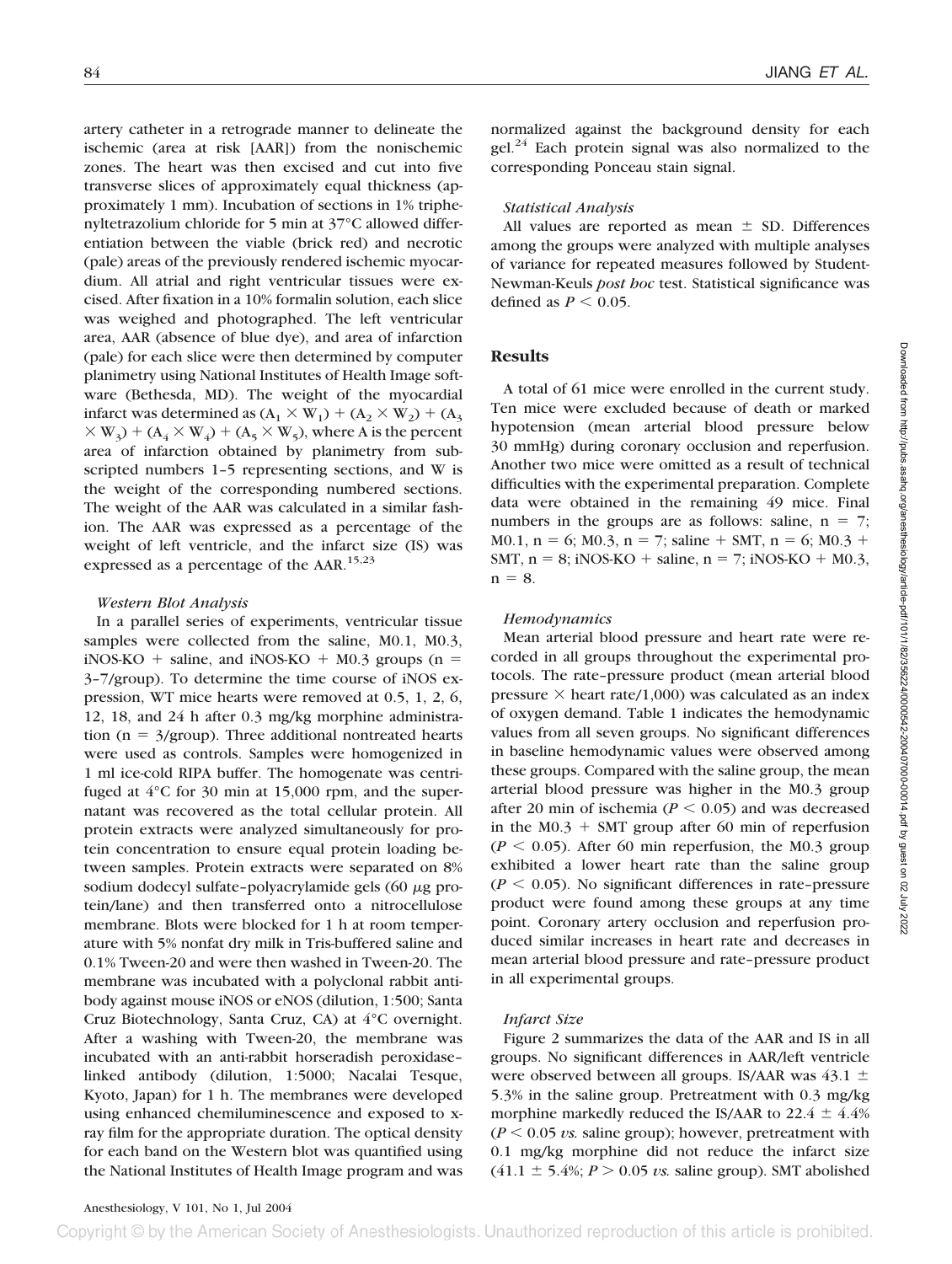artery catheter in a retrograde manner to delineate the ischemic (area at risk [AAR]) from the nonischemic zones. The heart was then excised and cut into five transverse slices of approximately equal thickness (approximately 1 mm). Incubation of sections in 1% triphenyltetrazolium chloride for 5 min at 37°C allowed differentiation between the viable (brick red) and necrotic (pale) areas of the previously rendered ischemic myocardium. All atrial and right ventricular tissues were excised. After fixation in a 10% formalin solution, each slice was weighed and photographed. The left ventricular area, AAR (absence of blue dye), and area of infarction (pale) for each slice were then determined by computer planimetry using National Institutes of Health Image software (Bethesda, MD). The weight of the myocardial infarct was determined as $(A_1 \times W_1) + (A_2 \times W_2) + (A_3 \times W_3) + (A_4 \times W_4) + (A_5 \times W_5)$, where A is the percent area of infarction obtained by planimetry from subscripted numbers 1–5 representing sections, and W is the weight of the corresponding numbered sections. The weight of the AAR was calculated in a similar fashion. The AAR was expressed as a percentage of the weight of left ventricle, and the infarct size (IS) was expressed as a percentage of the AAR.[15,23]

#### *Western Blot Analysis*

In a parallel series of experiments, ventricular tissue samples were collected from the saline, M0.1, M0.3, iNOS-KO + saline, and iNOS-KO + M0.3 groups (n = 3–7/group). To determine the time course of iNOS expression, WT mice hearts were removed at 0.5, 1, 2, 6, 12, 18, and 24 h after 0.3 mg/kg morphine administration (n = 3/group). Three additional nontreated hearts were used as controls. Samples were homogenized in 1 ml ice-cold RIPA buffer. The homogenate was centrifuged at 4°C for 30 min at 15,000 rpm, and the supernatant was recovered as the total cellular protein. All protein extracts were analyzed simultaneously for protein concentration to ensure equal protein loading between samples. Protein extracts were separated on 8% sodium dodecyl sulfate–polyacrylamide gels (60 μg protein/lane) and then transferred onto a nitrocellulose membrane. Blots were blocked for 1 h at room temperature with 5% nonfat dry milk in Tris-buffered saline and 0.1% Tween-20 and were then washed in Tween-20. The membrane was incubated with a polyclonal rabbit antibody against mouse iNOS or eNOS (dilution, 1:500; Santa Cruz Biotechnology, Santa Cruz, CA) at 4°C overnight. After a washing with Tween-20, the membrane was incubated with an anti-rabbit horseradish peroxidase–linked antibody (dilution, 1:5000; Nacalai Tesque, Kyoto, Japan) for 1 h. The membranes were developed using enhanced chemiluminescence and exposed to x-ray film for the appropriate duration. The optical density for each band on the Western blot was quantified using the National Institutes of Health Image program and was normalized against the background density for each gel.[24] Each protein signal was also normalized to the corresponding Ponceau stain signal.

#### *Statistical Analysis*

All values are reported as mean ± SD. Differences among the groups were analyzed with multiple analyses of variance for repeated measures followed by Student-Newman-Keuls *post hoc* test. Statistical significance was defined as $P < 0.05$.

## Results

A total of 61 mice were enrolled in the current study. Ten mice were excluded because of death or marked hypotension (mean arterial blood pressure below 30 mmHg) during coronary occlusion and reperfusion. Another two mice were omitted as a result of technical difficulties with the experimental preparation. Complete data were obtained in the remaining 49 mice. Final numbers in the groups are as follows: saline, n = 7; M0.1, n = 6; M0.3, n = 7; saline + SMT, n = 6; M0.3 + SMT, n = 8; iNOS-KO + saline, n = 7; iNOS-KO + M0.3, n = 8.

#### *Hemodynamics*

Mean arterial blood pressure and heart rate were recorded in all groups throughout the experimental protocols. The rate–pressure product (mean arterial blood pressure × heart rate/1,000) was calculated as an index of oxygen demand. Table 1 indicates the hemodynamic values from all seven groups. No significant differences in baseline hemodynamic values were observed among these groups. Compared with the saline group, the mean arterial blood pressure was higher in the M0.3 group after 20 min of ischemia ($P < 0.05$) and was decreased in the M0.3 + SMT group after 60 min of reperfusion ($P < 0.05$). After 60 min reperfusion, the M0.3 group exhibited a lower heart rate than the saline group ($P < 0.05$). No significant differences in rate–pressure product were found among these groups at any time point. Coronary artery occlusion and reperfusion produced similar increases in heart rate and decreases in mean arterial blood pressure and rate–pressure product in all experimental groups.

#### *Infarct Size*

Figure 2 summarizes the data of the AAR and IS in all groups. No significant differences in AAR/left ventricle were observed between all groups. IS/AAR was 43.1 ± 5.3% in the saline group. Pretreatment with 0.3 mg/kg morphine markedly reduced the IS/AAR to 22.4 ± 4.4% ($P < 0.05$ *vs.* saline group); however, pretreatment with 0.1 mg/kg morphine did not reduce the infarct size (41.1 ± 5.4%; $P > 0.05$ *vs.* saline group). SMT abolished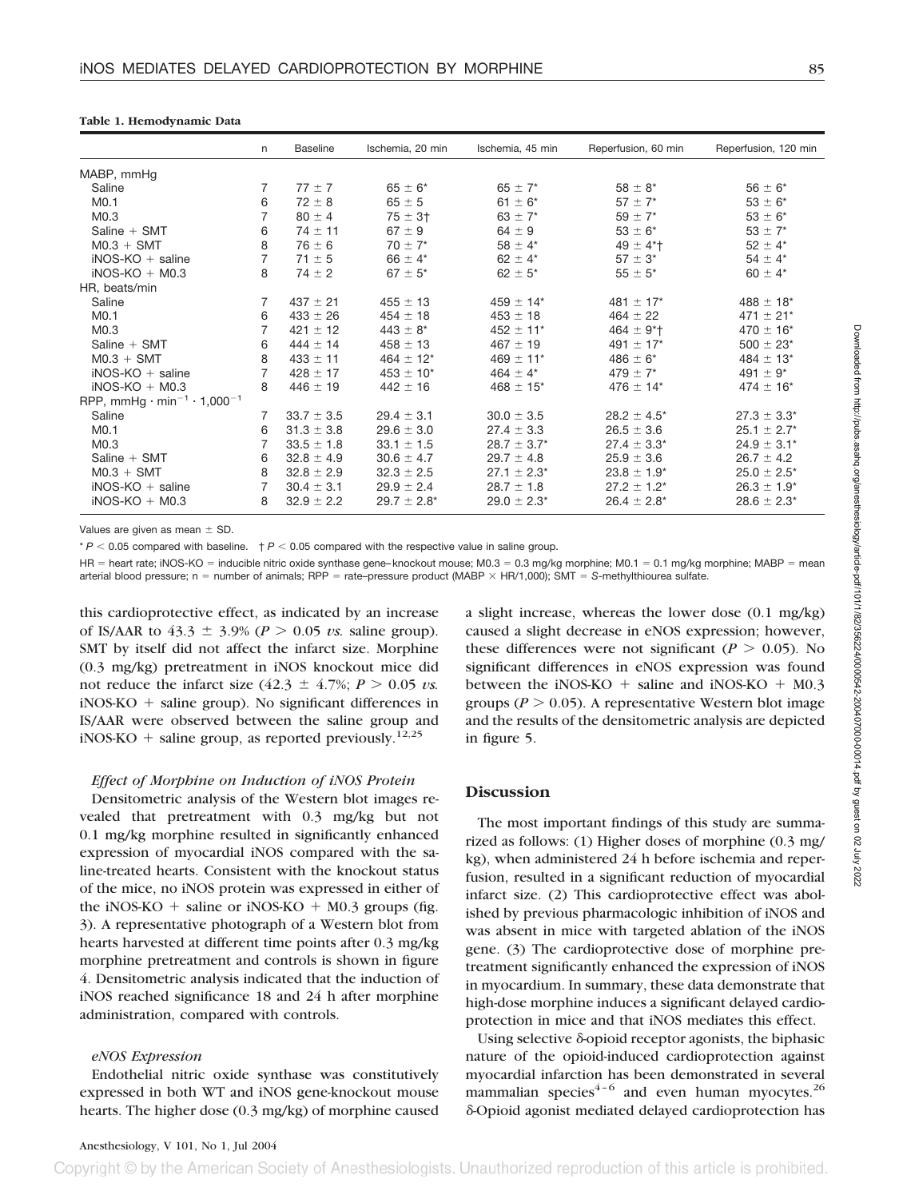**Table 1. Hemodynamic Data**

| | n | Baseline | Ischemia, 20 min | Ischemia, 45 min | Reperfusion, 60 min | Reperfusion, 120 min |
|---|---|---|---|---|---|---|
| MABP, mmHg | | | | | | |
| Saline | 7 | 77 ± 7 | 65 ± 6* | 65 ± 7* | 58 ± 8* | 56 ± 6* |
| M0.1 | 6 | 72 ± 8 | 65 ± 5 | 61 ± 6* | 57 ± 7* | 53 ± 6* |
| M0.3 | 7 | 80 ± 4 | 75 ± 3† | 63 ± 7* | 59 ± 7* | 53 ± 6* |
| Saline + SMT | 6 | 74 ± 11 | 67 ± 9 | 64 ± 9 | 53 ± 6* | 53 ± 7* |
| M0.3 + SMT | 8 | 76 ± 6 | 70 ± 7* | 58 ± 4* | 49 ± 4*† | 52 ± 4* |
| iNOS-KO + saline | 7 | 71 ± 5 | 66 ± 4* | 62 ± 4* | 57 ± 3* | 54 ± 4* |
| iNOS-KO + M0.3 | 8 | 74 ± 2 | 67 ± 5* | 62 ± 5* | 55 ± 5* | 60 ± 4* |
| HR, beats/min | | | | | | |
| Saline | 7 | 437 ± 21 | 455 ± 13 | 459 ± 14* | 481 ± 17* | 488 ± 18* |
| M0.1 | 6 | 433 ± 26 | 454 ± 18 | 453 ± 18 | 464 ± 22 | 471 ± 21* |
| M0.3 | 7 | 421 ± 12 | 443 ± 8* | 452 ± 11* | 464 ± 9*† | 470 ± 16* |
| Saline + SMT | 6 | 444 ± 14 | 458 ± 13 | 467 ± 19 | 491 ± 17* | 500 ± 23* |
| M0.3 + SMT | 8 | 433 ± 11 | 464 ± 12* | 469 ± 11* | 486 ± 6* | 484 ± 13* |
| iNOS-KO + saline | 7 | 428 ± 17 | 453 ± 10* | 464 ± 4* | 479 ± 7* | 491 ± 9* |
| iNOS-KO + M0.3 | 8 | 446 ± 19 | 442 ± 16 | 468 ± 15* | 476 ± 14* | 474 ± 16* |
| RPP, $mmHg \cdot min^{-1} \cdot 1{,}000^{-1}$ | | | | | | |
| Saline | 7 | 33.7 ± 3.5 | 29.4 ± 3.1 | 30.0 ± 3.5 | 28.2 ± 4.5* | 27.3 ± 3.3* |
| M0.1 | 6 | 31.3 ± 3.8 | 29.6 ± 3.0 | 27.4 ± 3.3 | 26.5 ± 3.6 | 25.1 ± 2.7* |
| M0.3 | 7 | 33.5 ± 1.8 | 33.1 ± 1.5 | 28.7 ± 3.7* | 27.4 ± 3.3* | 24.9 ± 3.1* |
| Saline + SMT | 6 | 32.8 ± 4.9 | 30.6 ± 4.7 | 29.7 ± 4.8 | 25.9 ± 3.6 | 26.7 ± 4.2 |
| M0.3 + SMT | 8 | 32.8 ± 2.9 | 32.3 ± 2.5 | 27.1 ± 2.3* | 23.8 ± 1.9* | 25.0 ± 2.5* |
| iNOS-KO + saline | 7 | 30.4 ± 3.1 | 29.9 ± 2.4 | 28.7 ± 1.8 | 27.2 ± 1.2* | 26.3 ± 1.9* |
| iNOS-KO + M0.3 | 8 | 32.9 ± 2.2 | 29.7 ± 2.8* | 29.0 ± 2.3* | 26.4 ± 2.8* | 28.6 ± 2.3* |

Values are given as mean ± SD.

* $P < 0.05$ compared with baseline. † $P < 0.05$ compared with the respective value in saline group.

HR = heart rate; iNOS-KO = inducible nitric oxide synthase gene–knockout mouse; M0.3 = 0.3 mg/kg morphine; M0.1 = 0.1 mg/kg morphine; MABP = mean arterial blood pressure; n = number of animals; RPP = rate–pressure product (MABP × HR/1,000); SMT = *S*-methylthiourea sulfate.

this cardioprotective effect, as indicated by an increase of IS/AAR to 43.3 ± 3.9% ($P > 0.05$ *vs.* saline group). SMT by itself did not affect the infarct size. Morphine (0.3 mg/kg) pretreatment in iNOS knockout mice did not reduce the infarct size (42.3 ± 4.7%; $P > 0.05$ *vs.* iNOS-KO + saline group). No significant differences in IS/AAR were observed between the saline group and iNOS-KO + saline group, as reported previously.[12,25]

### *Effect of Morphine on Induction of iNOS Protein*

Densitometric analysis of the Western blot images revealed that pretreatment with 0.3 mg/kg but not 0.1 mg/kg morphine resulted in significantly enhanced expression of myocardial iNOS compared with the saline-treated hearts. Consistent with the knockout status of the mice, no iNOS protein was expressed in either of the iNOS-KO + saline or iNOS-KO + M0.3 groups (fig. 3). A representative photograph of a Western blot from hearts harvested at different time points after 0.3 mg/kg morphine pretreatment and controls is shown in figure 4. Densitometric analysis indicated that the induction of iNOS reached significance 18 and 24 h after morphine administration, compared with controls.

### *eNOS Expression*

Endothelial nitric oxide synthase was constitutively expressed in both WT and iNOS gene-knockout mouse hearts. The higher dose (0.3 mg/kg) of morphine caused a slight increase, whereas the lower dose (0.1 mg/kg) caused a slight decrease in eNOS expression; however, these differences were not significant ($P > 0.05$). No significant differences in eNOS expression was found between the iNOS-KO + saline and iNOS-KO + M0.3 groups ($P > 0.05$). A representative Western blot image and the results of the densitometric analysis are depicted in figure 5.

## Discussion

The most important findings of this study are summarized as follows: (1) Higher doses of morphine (0.3 mg/kg), when administered 24 h before ischemia and reperfusion, resulted in a significant reduction of myocardial infarct size. (2) This cardioprotective effect was abolished by previous pharmacologic inhibition of iNOS and was absent in mice with targeted ablation of the iNOS gene. (3) The cardioprotective dose of morphine pretreatment significantly enhanced the expression of iNOS in myocardium. In summary, these data demonstrate that high-dose morphine induces a significant delayed cardioprotection in mice and that iNOS mediates this effect.

Using selective δ-opioid receptor agonists, the biphasic nature of the opioid-induced cardioprotection against myocardial infarction has been demonstrated in several mammalian species[4–6] and even human myocytes.[26] δ-Opioid agonist mediated delayed cardioprotection has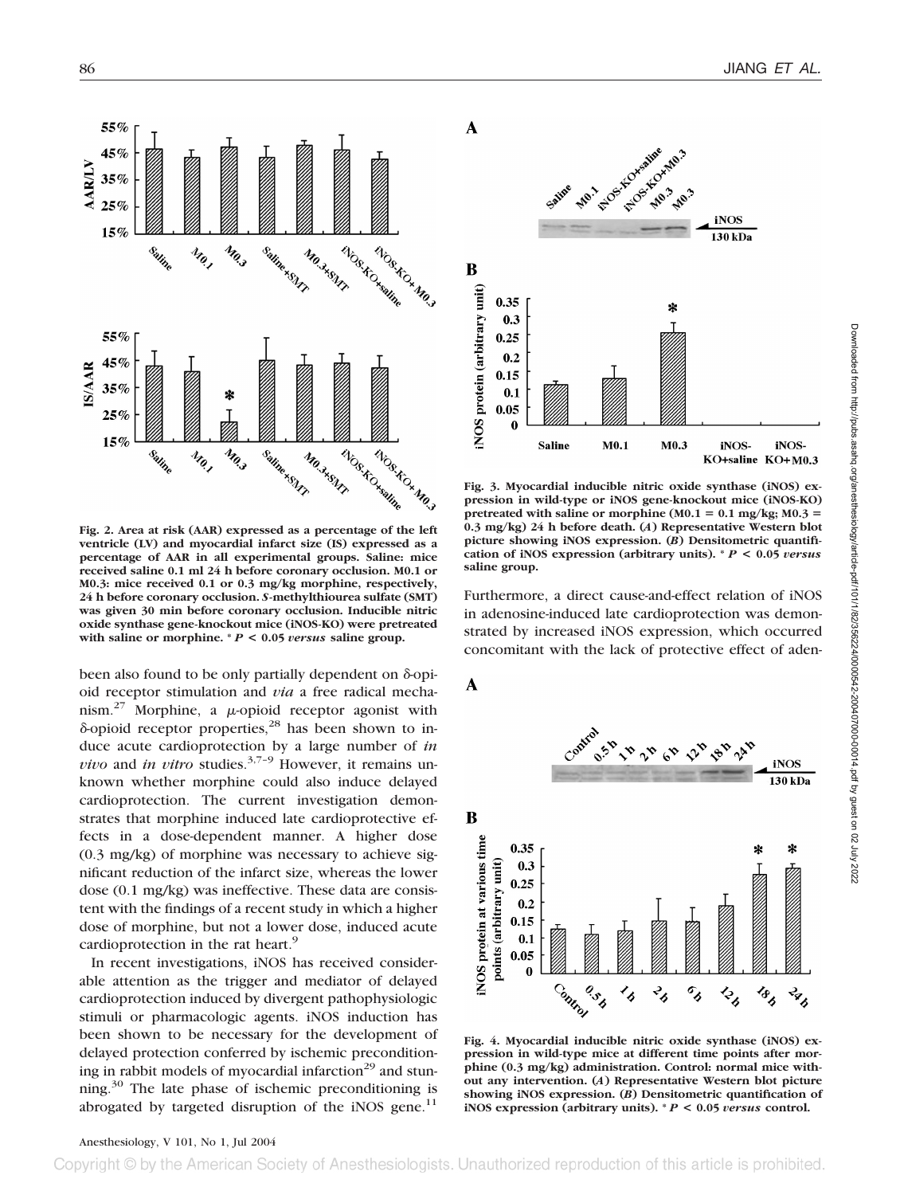Fig. 2. Area at risk (AAR) expressed as a percentage of the left ventricle (LV) and myocardial infarct size (IS) expressed as a percentage of AAR in all experimental groups. Saline: mice received saline 0.1 ml 24 h before coronary occlusion. M0.1 or M0.3: mice received 0.1 or 0.3 mg/kg morphine, respectively, 24 h before coronary occlusion. *S*-methylthiourea sulfate (SMT) was given 30 min before coronary occlusion. Inducible nitric oxide synthase gene-knockout mice (iNOS-KO) were pretreated with saline or morphine. * $P < 0.05$ *versus* saline group.

been also found to be only partially dependent on δ-opioid receptor stimulation and *via* a free radical mechanism.[27] Morphine, a μ-opioid receptor agonist with δ-opioid receptor properties,[28] has been shown to induce acute cardioprotection by a large number of *in vivo* and *in vitro* studies.[3,7–9] However, it remains unknown whether morphine could also induce delayed cardioprotection. The current investigation demonstrates that morphine induced late cardioprotective effects in a dose-dependent manner. A higher dose (0.3 mg/kg) of morphine was necessary to achieve significant reduction of the infarct size, whereas the lower dose (0.1 mg/kg) was ineffective. These data are consistent with the findings of a recent study in which a higher dose of morphine, but not a lower dose, induced acute cardioprotection in the rat heart.[9]

In recent investigations, iNOS has received considerable attention as the trigger and mediator of delayed cardioprotection induced by divergent pathophysiologic stimuli or pharmacologic agents. iNOS induction has been shown to be necessary for the development of delayed protection conferred by ischemic preconditioning in rabbit models of myocardial infarction[29] and stunning.[30] The late phase of ischemic preconditioning is abrogated by targeted disruption of the iNOS gene.[11]

Fig. 3. Myocardial inducible nitric oxide synthase (iNOS) expression in wild-type or iNOS gene-knockout mice (iNOS-KO) pretreated with saline or morphine (M0.1 = 0.1 mg/kg; M0.3 = 0.3 mg/kg) 24 h before death. (*A*) Representative Western blot picture showing iNOS expression. (*B*) Densitometric quantification of iNOS expression (arbitrary units). * $P < 0.05$ *versus* saline group.

Furthermore, a direct cause-and-effect relation of iNOS in adenosine-induced late cardioprotection was demonstrated by increased iNOS expression, which occurred concomitant with the lack of protective effect of aden-

Fig. 4. Myocardial inducible nitric oxide synthase (iNOS) expression in wild-type mice at different time points after morphine (0.3 mg/kg) administration. Control: normal mice without any intervention. (*A*) Representative Western blot picture showing iNOS expression. (*B*) Densitometric quantification of iNOS expression (arbitrary units). * $P < 0.05$ *versus* control.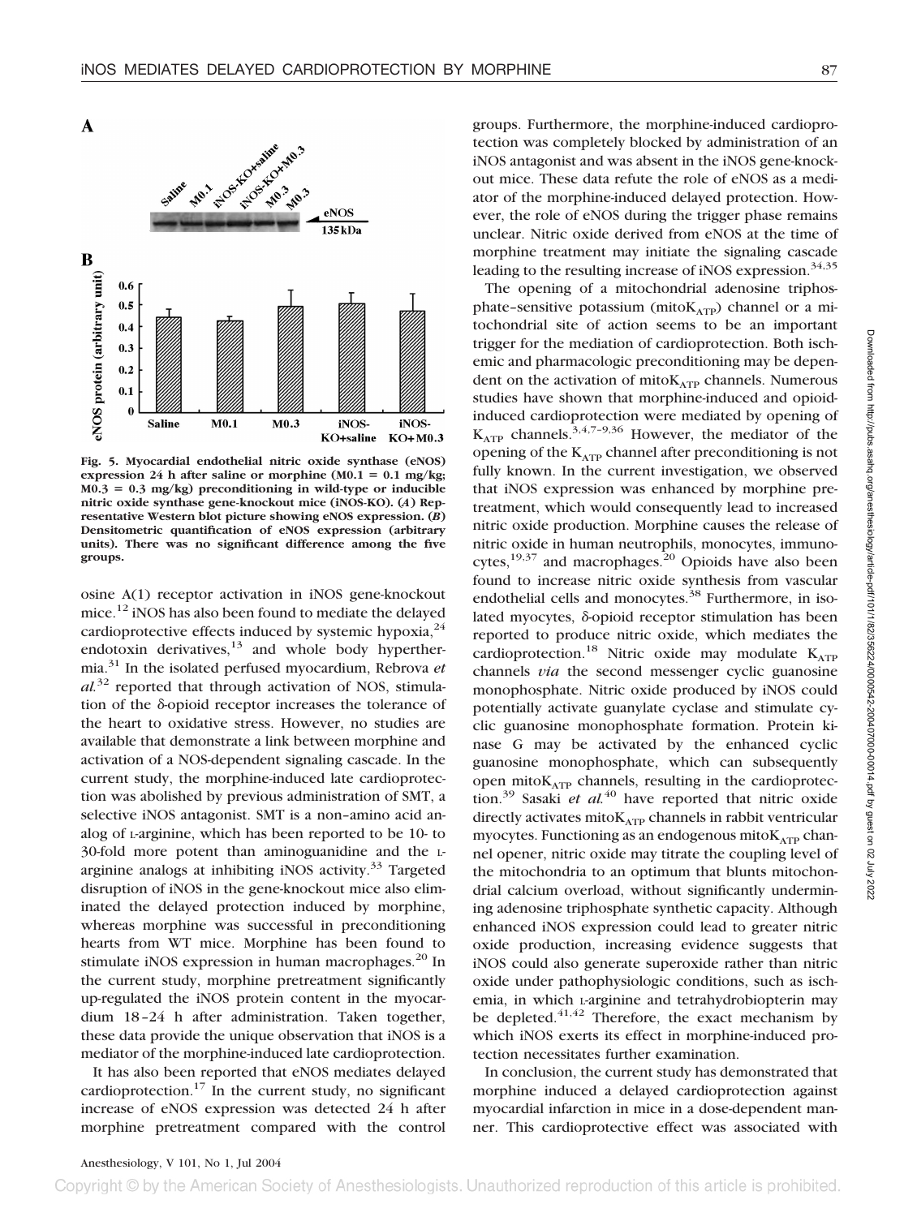Fig. 5. Myocardial endothelial nitric oxide synthase (eNOS) expression 24 h after saline or morphine (M0.1 = 0.1 mg/kg; M0.3 = 0.3 mg/kg) preconditioning in wild-type or inducible nitric oxide synthase gene-knockout mice (iNOS-KO). (*A*) Representative Western blot picture showing eNOS expression. (*B*) Densitometric quantification of eNOS expression (arbitrary units). There was no significant difference among the five groups.

osine A(1) receptor activation in iNOS gene-knockout mice.[12] iNOS has also been found to mediate the delayed cardioprotective effects induced by systemic hypoxia,[24] endotoxin derivatives,[13] and whole body hyperthermia.[31] In the isolated perfused myocardium, Rebrova *et al.*[32] reported that through activation of NOS, stimulation of the δ-opioid receptor increases the tolerance of the heart to oxidative stress. However, no studies are available that demonstrate a link between morphine and activation of a NOS-dependent signaling cascade. In the current study, the morphine-induced late cardioprotection was abolished by previous administration of SMT, a selective iNOS antagonist. SMT is a non–amino acid analog of L-arginine, which has been reported to be 10- to 30-fold more potent than aminoguanidine and the L-arginine analogs at inhibiting iNOS activity.[33] Targeted disruption of iNOS in the gene-knockout mice also eliminated the delayed protection induced by morphine, whereas morphine was successful in preconditioning hearts from WT mice. Morphine has been found to stimulate iNOS expression in human macrophages.[20] In the current study, morphine pretreatment significantly up-regulated the iNOS protein content in the myocardium 18–24 h after administration. Taken together, these data provide the unique observation that iNOS is a mediator of the morphine-induced late cardioprotection.

It has also been reported that eNOS mediates delayed cardioprotection.[17] In the current study, no significant increase of eNOS expression was detected 24 h after morphine pretreatment compared with the control groups. Furthermore, the morphine-induced cardioprotection was completely blocked by administration of an iNOS antagonist and was absent in the iNOS gene-knockout mice. These data refute the role of eNOS as a mediator of the morphine-induced delayed protection. However, the role of eNOS during the trigger phase remains unclear. Nitric oxide derived from eNOS at the time of morphine treatment may initiate the signaling cascade leading to the resulting increase of iNOS expression.[34,35]

The opening of a mitochondrial adenosine triphosphate–sensitive potassium (mito$K_{ATP}$) channel or a mitochondrial site of action seems to be an important trigger for the mediation of cardioprotection. Both ischemic and pharmacologic preconditioning may be dependent on the activation of mito$K_{ATP}$ channels. Numerous studies have shown that morphine-induced and opioid-induced cardioprotection were mediated by opening of $K_{ATP}$ channels.[3,4,7–9,36] However, the mediator of the opening of the $K_{ATP}$ channel after preconditioning is not fully known. In the current investigation, we observed that iNOS expression was enhanced by morphine pretreatment, which would consequently lead to increased nitric oxide production. Morphine causes the release of nitric oxide in human neutrophils, monocytes, immunocytes,[19,37] and macrophages.[20] Opioids have also been found to increase nitric oxide synthesis from vascular endothelial cells and monocytes.[38] Furthermore, in isolated myocytes, δ-opioid receptor stimulation has been reported to produce nitric oxide, which mediates the cardioprotection.[18] Nitric oxide may modulate $K_{ATP}$ channels *via* the second messenger cyclic guanosine monophosphate. Nitric oxide produced by iNOS could potentially activate guanylate cyclase and stimulate cyclic guanosine monophosphate formation. Protein kinase G may be activated by the enhanced cyclic guanosine monophosphate, which can subsequently open mito$K_{ATP}$ channels, resulting in the cardioprotection.[39] Sasaki *et al.*[40] have reported that nitric oxide directly activates mito$K_{ATP}$ channels in rabbit ventricular myocytes. Functioning as an endogenous mito$K_{ATP}$ channel opener, nitric oxide may titrate the coupling level of the mitochondria to an optimum that blunts mitochondrial calcium overload, without significantly undermining adenosine triphosphate synthetic capacity. Although enhanced iNOS expression could lead to greater nitric oxide production, increasing evidence suggests that iNOS could also generate superoxide rather than nitric oxide under pathophysiologic conditions, such as ischemia, in which L-arginine and tetrahydrobiopterin may be depleted.[41,42] Therefore, the exact mechanism by which iNOS exerts its effect in morphine-induced protection necessitates further examination.

In conclusion, the current study has demonstrated that morphine induced a delayed cardioprotection against myocardial infarction in mice in a dose-dependent manner. This cardioprotective effect was associated with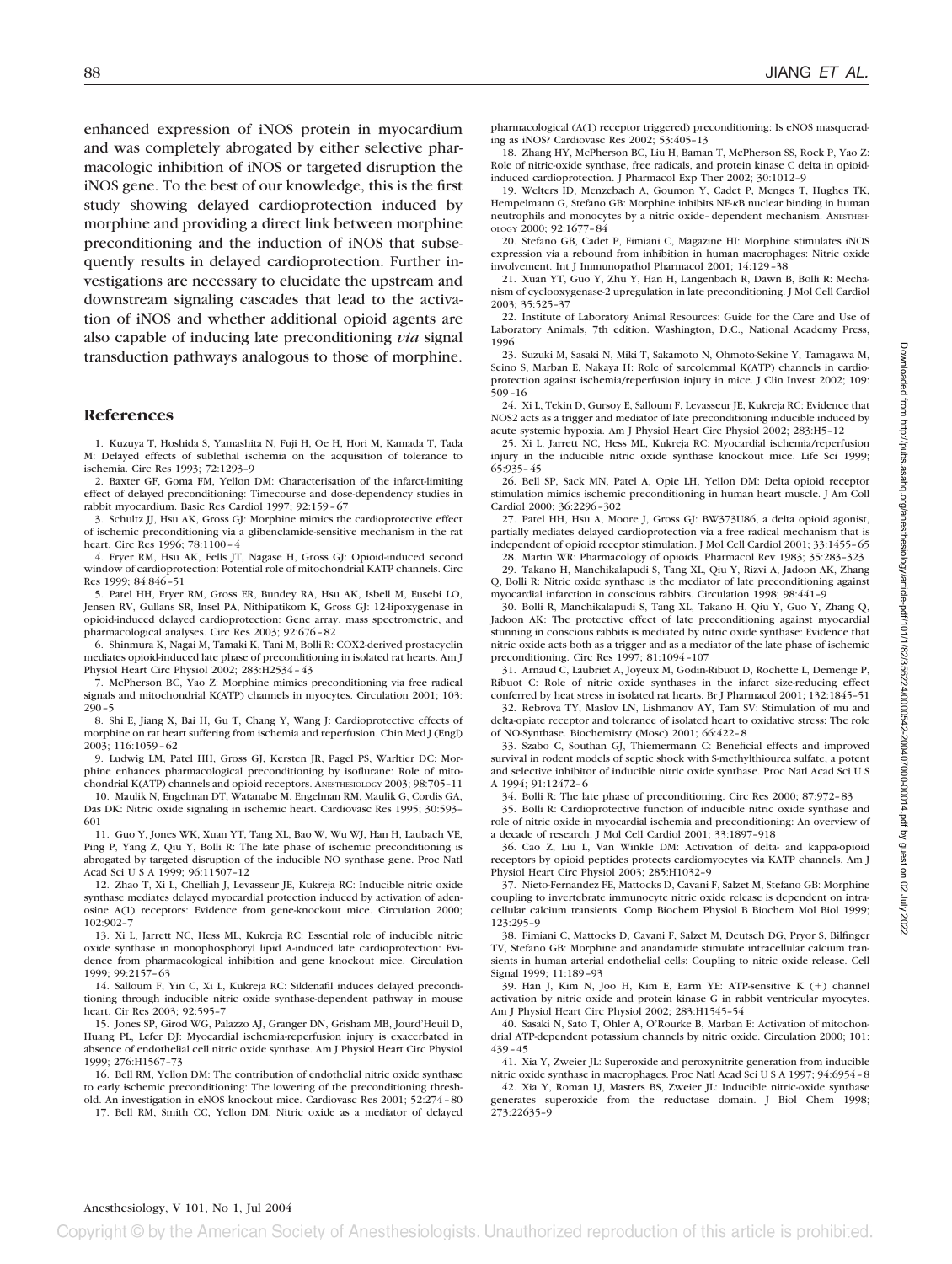enhanced expression of iNOS protein in myocardium and was completely abrogated by either selective pharmacologic inhibition of iNOS or targeted disruption the iNOS gene. To the best of our knowledge, this is the first study showing delayed cardioprotection induced by morphine and providing a direct link between morphine preconditioning and the induction of iNOS that subsequently results in delayed cardioprotection. Further investigations are necessary to elucidate the upstream and downstream signaling cascades that lead to the activation of iNOS and whether additional opioid agents are also capable of inducing late preconditioning *via* signal transduction pathways analogous to those of morphine.

## References

1. Kuzuya T, Hoshida S, Yamashita N, Fuji H, Oe H, Hori M, Kamada T, Tada M: Delayed effects of sublethal ischemia on the acquisition of tolerance to ischemia. Circ Res 1993; 72:1293–9

2. Baxter GF, Goma FM, Yellon DM: Characterisation of the infarct-limiting effect of delayed preconditioning: Timecourse and dose-dependency studies in rabbit myocardium. Basic Res Cardiol 1997; 92:159–67

3. Schultz JJ, Hsu AK, Gross GJ: Morphine mimics the cardioprotective effect of ischemic preconditioning via a glibenclamide-sensitive mechanism in the rat heart. Circ Res 1996; 78:1100–4

4. Fryer RM, Hsu AK, Eells JT, Nagase H, Gross GJ: Opioid-induced second window of cardioprotection: Potential role of mitochondrial KATP channels. Circ Res 1999; 84:846–51

5. Patel HH, Fryer RM, Gross ER, Bundey RA, Hsu AK, Isbell M, Eusebi LO, Jensen RV, Gullans SR, Insel PA, Nithipatikom K, Gross GJ: 12-lipoxygenase in opioid-induced delayed cardioprotection: Gene array, mass spectrometric, and pharmacological analyses. Circ Res 2003; 92:676–82

6. Shinmura K, Nagai M, Tamaki K, Tani M, Bolli R: COX2-derived prostacyclin mediates opioid-induced late phase of preconditioning in isolated rat hearts. Am J Physiol Heart Circ Physiol 2002; 283:H2534–43

7. McPherson BC, Yao Z: Morphine mimics preconditioning via free radical signals and mitochondrial K(ATP) channels in myocytes. Circulation 2001; 103:290–5

8. Shi E, Jiang X, Bai H, Gu T, Chang Y, Wang J: Cardioprotective effects of morphine on rat heart suffering from ischemia and reperfusion. Chin Med J (Engl) 2003; 116:1059–62

9. Ludwig LM, Patel HH, Gross GJ, Kersten JR, Pagel PS, Warltier DC: Morphine enhances pharmacological preconditioning by isoflurane: Role of mitochondrial K(ATP) channels and opioid receptors. Anesthesiology 2003; 98:705–11

10. Maulik N, Engelman DT, Watanabe M, Engelman RM, Maulik G, Cordis GA, Das DK: Nitric oxide signaling in ischemic heart. Cardiovasc Res 1995; 30:593–601

11. Guo Y, Jones WK, Xuan YT, Tang XL, Bao W, Wu WJ, Han H, Laubach VE, Ping P, Yang Z, Qiu Y, Bolli R: The late phase of ischemic preconditioning is abrogated by targeted disruption of the inducible NO synthase gene. Proc Natl Acad Sci U S A 1999; 96:11507–12

12. Zhao T, Xi L, Chelliah J, Levasseur JE, Kukreja RC: Inducible nitric oxide synthase mediates delayed myocardial protection induced by activation of adenosine A(1) receptors: Evidence from gene-knockout mice. Circulation 2000; 102:902–7

13. Xi L, Jarrett NC, Hess ML, Kukreja RC: Essential role of inducible nitric oxide synthase in monophosphoryl lipid A-induced late cardioprotection: Evidence from pharmacological inhibition and gene knockout mice. Circulation 1999; 99:2157–63

14. Salloum F, Yin C, Xi L, Kukreja RC: Sildenafil induces delayed preconditioning through inducible nitric oxide synthase-dependent pathway in mouse heart. Cir Res 2003; 92:595–7

15. Jones SP, Girod WG, Palazzo AJ, Granger DN, Grisham MB, Jourd'Heuil D, Huang PL, Lefer DJ: Myocardial ischemia-reperfusion injury is exacerbated in absence of endothelial cell nitric oxide synthase. Am J Physiol Heart Circ Physiol 1999; 276:H1567–73

16. Bell RM, Yellon DM: The contribution of endothelial nitric oxide synthase to early ischemic preconditioning: The lowering of the preconditioning threshold. An investigation in eNOS knockout mice. Cardiovasc Res 2001; 52:274–80

17. Bell RM, Smith CC, Yellon DM: Nitric oxide as a mediator of delayed pharmacological (A(1) receptor triggered) preconditioning: Is eNOS masquerading as iNOS? Cardiovasc Res 2002; 53:405–13

18. Zhang HY, McPherson BC, Liu H, Baman T, McPherson SS, Rock P, Yao Z: Role of nitric-oxide synthase, free radicals, and protein kinase C delta in opioid-induced cardioprotection. J Pharmacol Exp Ther 2002; 30:1012–9

19. Welters ID, Menzebach A, Goumon Y, Cadet P, Menges T, Hughes TK, Hempelmann G, Stefano GB: Morphine inhibits NF-κB nuclear binding in human neutrophils and monocytes by a nitric oxide–dependent mechanism. Anesthesiology 2000; 92:1677–84

20. Stefano GB, Cadet P, Fimiani C, Magazine HI: Morphine stimulates iNOS expression via a rebound from inhibition in human macrophages: Nitric oxide involvement. Int J Immunopathol Pharmacol 2001; 14:129–38

21. Xuan YT, Guo Y, Zhu Y, Han H, Langenbach R, Dawn B, Bolli R: Mechanism of cyclooxygenase-2 upregulation in late preconditioning. J Mol Cell Cardiol 2003; 35:525–37

22. Institute of Laboratory Animal Resources: Guide for the Care and Use of Laboratory Animals, 7th edition. Washington, D.C., National Academy Press, 1996

23. Suzuki M, Sasaki N, Miki T, Sakamoto N, Ohmoto-Sekine Y, Tamagawa M, Seino S, Marban E, Nakaya H: Role of sarcolemmal K(ATP) channels in cardioprotection against ischemia/reperfusion injury in mice. J Clin Invest 2002; 109:509–16

24. Xi L, Tekin D, Gursoy E, Salloum F, Levasseur JE, Kukreja RC: Evidence that NOS2 acts as a trigger and mediator of late preconditioning inducible induced by acute systemic hypoxia. Am J Physiol Heart Circ Physiol 2002; 283:H5–12

25. Xi L, Jarrett NC, Hess ML, Kukreja RC: Myocardial ischemia/reperfusion injury in the inducible nitric oxide synthase knockout mice. Life Sci 1999; 65:935–45

26. Bell SP, Sack MN, Patel A, Opie LH, Yellon DM: Delta opioid receptor stimulation mimics ischemic preconditioning in human heart muscle. J Am Coll Cardiol 2000; 36:2296–302

27. Patel HH, Hsu A, Moore J, Gross GJ: BW373U86, a delta opioid agonist, partially mediates delayed cardioprotection via a free radical mechanism that is independent of opioid receptor stimulation. J Mol Cell Cardiol 2001; 33:1455–65

28. Martin WR: Pharmacology of opioids. Pharmacol Rev 1983; 35:283–323

29. Takano H, Manchikalapudi S, Tang XL, Qiu Y, Rizvi A, Jadoon AK, Zhang Q, Bolli R: Nitric oxide synthase is the mediator of late preconditioning against myocardial infarction in conscious rabbits. Circulation 1998; 98:441–9

30. Bolli R, Manchikalapudi S, Tang XL, Takano H, Qiu Y, Guo Y, Zhang Q, Jadoon AK: The protective effect of late preconditioning against myocardial stunning in conscious rabbits is mediated by nitric oxide synthase: Evidence that nitric oxide acts both as a trigger and as a mediator of the late phase of ischemic preconditioning. Circ Res 1997; 81:1094–107

31. Arnaud C, Laubriet A, Joyeux M, Godin-Ribuot D, Rochette L, Demenge P, Ribuot C: Role of nitric oxide synthases in the infarct size-reducing effect conferred by heat stress in isolated rat hearts. Br J Pharmacol 2001; 132:1845–51

32. Rebrova TY, Maslov LN, Lishmanov AY, Tam SV: Stimulation of mu and delta-opiate receptor and tolerance of isolated heart to oxidative stress: The role of NO-Synthase. Biochemistry (Mosc) 2001; 66:422–8

33. Szabo C, Southan GJ, Thiemermann C: Beneficial effects and improved survival in rodent models of septic shock with S-methylthiourea sulfate, a potent and selective inhibitor of inducible nitric oxide synthase. Proc Natl Acad Sci U S A 1994; 91:12472–6

34. Bolli R: The late phase of preconditioning. Circ Res 2000; 87:972–83

35. Bolli R: Cardioprotective function of inducible nitric oxide synthase and role of nitric oxide in myocardial ischemia and preconditioning: An overview of a decade of research. J Mol Cell Cardiol 2001; 33:1897–918

36. Cao Z, Liu L, Van Winkle DM: Activation of delta- and kappa-opioid receptors by opioid peptides protects cardiomyocytes via KATP channels. Am J Physiol Heart Circ Physiol 2003; 285:H1032–9

37. Nieto-Fernandez FE, Mattocks D, Cavani F, Salzet M, Stefano GB: Morphine coupling to invertebrate immunocyte nitric oxide release is dependent on intracellular calcium transients. Comp Biochem Physiol B Biochem Mol Biol 1999; 123:295–9

38. Fimiani C, Mattocks D, Cavani F, Salzet M, Deutsch DG, Pryor S, Bilfinger TV, Stefano GB: Morphine and anandamide stimulate intracellular calcium transients in human arterial endothelial cells: Coupling to nitric oxide release. Cell Signal 1999; 11:189–93

39. Han J, Kim N, Joo H, Kim E, Earm YE: ATP-sensitive K (+) channel activation by nitric oxide and protein kinase G in rabbit ventricular myocytes. Am J Physiol Heart Circ Physiol 2002; 283:H1545–54

40. Sasaki N, Sato T, Ohler A, O'Rourke B, Marban E: Activation of mitochondrial ATP-dependent potassium channels by nitric oxide. Circulation 2000; 101:439–45

41. Xia Y, Zweier JL: Superoxide and peroxynitrite generation from inducible nitric oxide synthase in macrophages. Proc Natl Acad Sci U S A 1997; 94:6954–8

42. Xia Y, Roman LJ, Masters BS, Zweier JL: Inducible nitric-oxide synthase generates superoxide from the reductase domain. J Biol Chem 1998; 273:22635–9